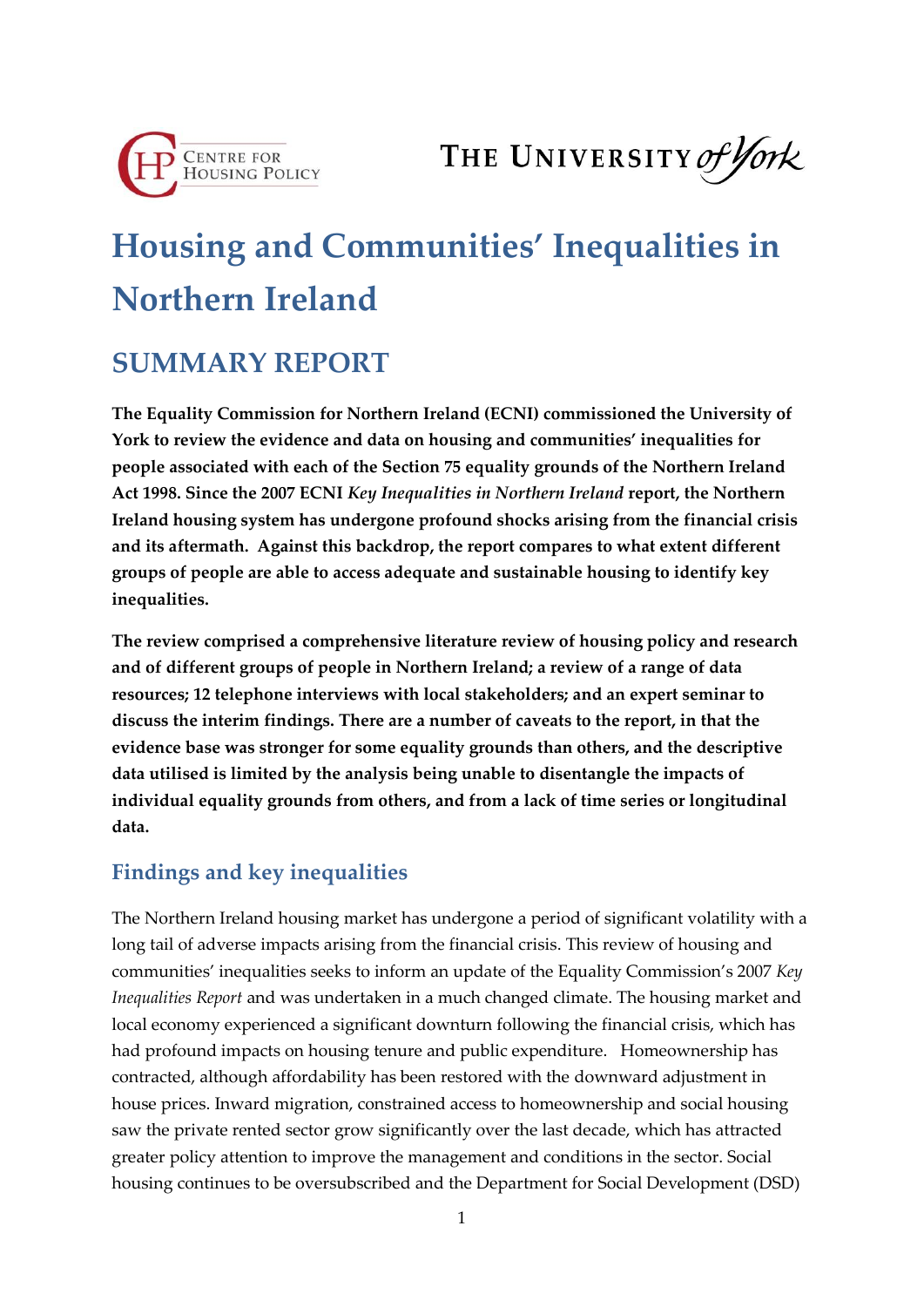# Housing and Communities' Inequalities in Northern Ireland

## SUMMARY REPORT

**The Equality Commission for Northern Ireland (ECNI) commissioned the University of York to review the evidence and data on housing and communities' inequalities for people associated with each of the Section 75 equality grounds of the Northern Ireland Act 1998. Since the 2007 ECNI *Key Inequalities in Northern Ireland* report, the Northern Ireland housing system has undergone profound shocks arising from the financial crisis and its aftermath. Against this backdrop, the report compares to what extent different groups of people are able to access adequate and sustainable housing to identify key inequalities.**

**The review comprised a comprehensive literature review of housing policy and research and of different groups of people in Northern Ireland; a review of a range of data resources; 12 telephone interviews with local stakeholders; and an expert seminar to discuss the interim findings. There are a number of caveats to the report, in that the evidence base was stronger for some equality grounds than others, and the descriptive data utilised is limited by the analysis being unable to disentangle the impacts of individual equality grounds from others, and from a lack of time series or longitudinal data.**

### Findings and key inequalities

The Northern Ireland housing market has undergone a period of significant volatility with a long tail of adverse impacts arising from the financial crisis. This review of housing and communities' inequalities seeks to inform an update of the Equality Commission's 2007 *Key Inequalities Report* and was undertaken in a much changed climate. The housing market and local economy experienced a significant downturn following the financial crisis, which has had profound impacts on housing tenure and public expenditure. Homeownership has contracted, although affordability has been restored with the downward adjustment in house prices. Inward migration, constrained access to homeownership and social housing saw the private rented sector grow significantly over the last decade, which has attracted greater policy attention to improve the management and conditions in the sector. Social housing continues to be oversubscribed and the Department for Social Development (DSD)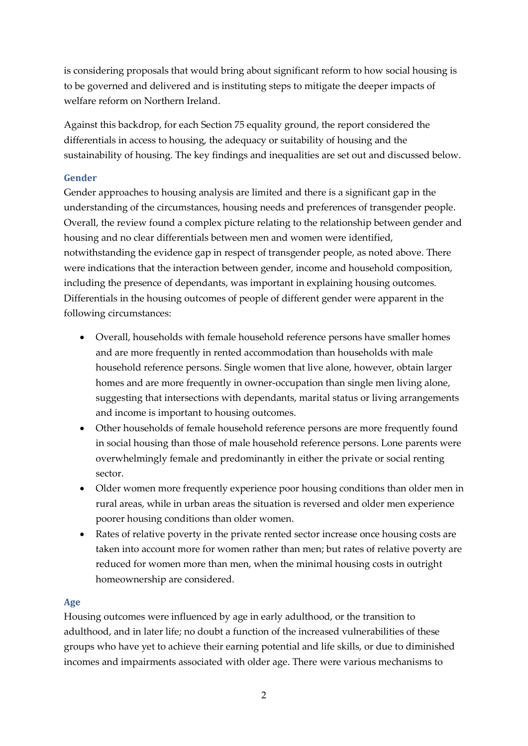is considering proposals that would bring about significant reform to how social housing is to be governed and delivered and is instituting steps to mitigate the deeper impacts of welfare reform on Northern Ireland.

Against this backdrop, for each Section 75 equality ground, the report considered the differentials in access to housing, the adequacy or suitability of housing and the sustainability of housing. The key findings and inequalities are set out and discussed below.

### Gender

Gender approaches to housing analysis are limited and there is a significant gap in the understanding of the circumstances, housing needs and preferences of transgender people. Overall, the review found a complex picture relating to the relationship between gender and housing and no clear differentials between men and women were identified, notwithstanding the evidence gap in respect of transgender people, as noted above. There were indications that the interaction between gender, income and household composition, including the presence of dependants, was important in explaining housing outcomes. Differentials in the housing outcomes of people of different gender were apparent in the following circumstances:

- Overall, households with female household reference persons have smaller homes and are more frequently in rented accommodation than households with male household reference persons. Single women that live alone, however, obtain larger homes and are more frequently in owner-occupation than single men living alone, suggesting that intersections with dependants, marital status or living arrangements and income is important to housing outcomes.
- Other households of female household reference persons are more frequently found in social housing than those of male household reference persons. Lone parents were overwhelmingly female and predominantly in either the private or social renting sector.
- Older women more frequently experience poor housing conditions than older men in rural areas, while in urban areas the situation is reversed and older men experience poorer housing conditions than older women.
- Rates of relative poverty in the private rented sector increase once housing costs are taken into account more for women rather than men; but rates of relative poverty are reduced for women more than men, when the minimal housing costs in outright homeownership are considered.

### Age

Housing outcomes were influenced by age in early adulthood, or the transition to adulthood, and in later life; no doubt a function of the increased vulnerabilities of these groups who have yet to achieve their earning potential and life skills, or due to diminished incomes and impairments associated with older age. There were various mechanisms to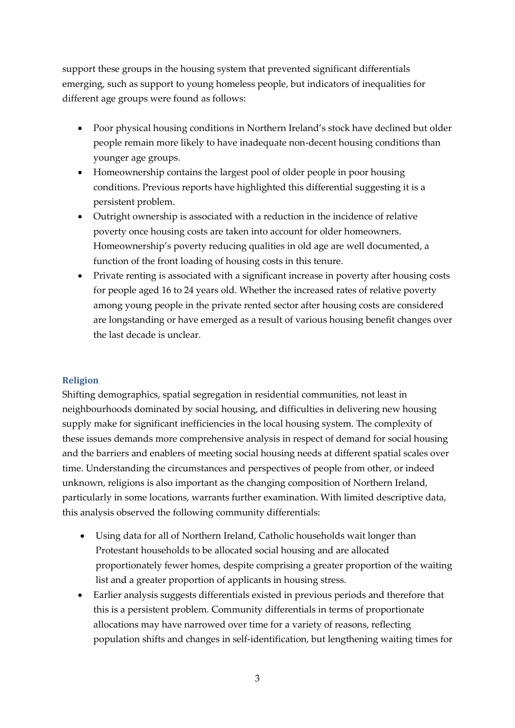support these groups in the housing system that prevented significant differentials emerging, such as support to young homeless people, but indicators of inequalities for different age groups were found as follows:

- Poor physical housing conditions in Northern Ireland's stock have declined but older people remain more likely to have inadequate non-decent housing conditions than younger age groups.
- Homeownership contains the largest pool of older people in poor housing conditions. Previous reports have highlighted this differential suggesting it is a persistent problem.
- Outright ownership is associated with a reduction in the incidence of relative poverty once housing costs are taken into account for older homeowners. Homeownership's poverty reducing qualities in old age are well documented, a function of the front loading of housing costs in this tenure.
- Private renting is associated with a significant increase in poverty after housing costs for people aged 16 to 24 years old. Whether the increased rates of relative poverty among young people in the private rented sector after housing costs are considered are longstanding or have emerged as a result of various housing benefit changes over the last decade is unclear.

## Religion

Shifting demographics, spatial segregation in residential communities, not least in neighbourhoods dominated by social housing, and difficulties in delivering new housing supply make for significant inefficiencies in the local housing system. The complexity of these issues demands more comprehensive analysis in respect of demand for social housing and the barriers and enablers of meeting social housing needs at different spatial scales over time. Understanding the circumstances and perspectives of people from other, or indeed unknown, religions is also important as the changing composition of Northern Ireland, particularly in some locations, warrants further examination. With limited descriptive data, this analysis observed the following community differentials:

- Using data for all of Northern Ireland, Catholic households wait longer than Protestant households to be allocated social housing and are allocated proportionately fewer homes, despite comprising a greater proportion of the waiting list and a greater proportion of applicants in housing stress.
- Earlier analysis suggests differentials existed in previous periods and therefore that this is a persistent problem. Community differentials in terms of proportionate allocations may have narrowed over time for a variety of reasons, reflecting population shifts and changes in self-identification, but lengthening waiting times for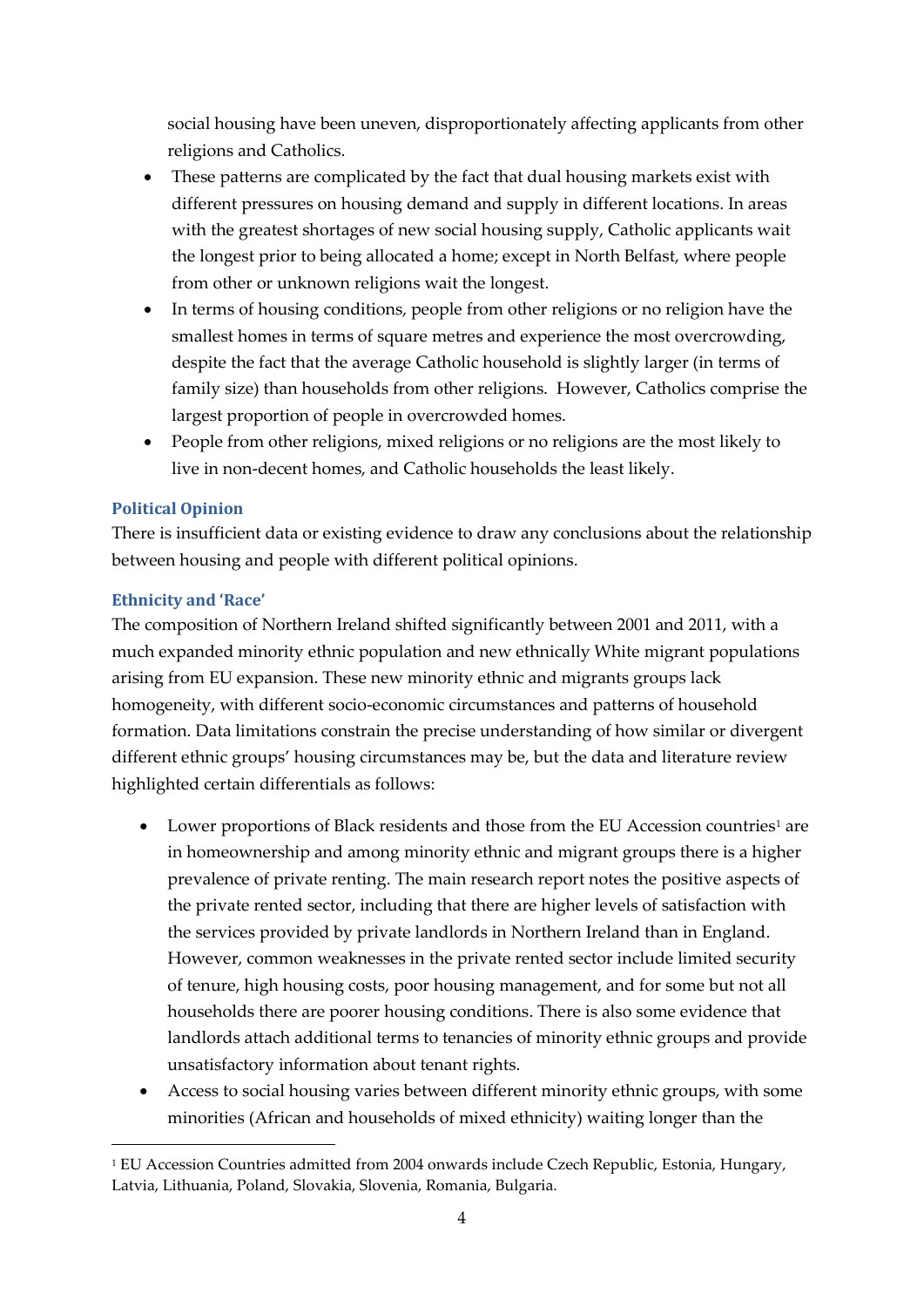social housing have been uneven, disproportionately affecting applicants from other religions and Catholics.

- These patterns are complicated by the fact that dual housing markets exist with different pressures on housing demand and supply in different locations. In areas with the greatest shortages of new social housing supply, Catholic applicants wait the longest prior to being allocated a home; except in North Belfast, where people from other or unknown religions wait the longest.
- In terms of housing conditions, people from other religions or no religion have the smallest homes in terms of square metres and experience the most overcrowding, despite the fact that the average Catholic household is slightly larger (in terms of family size) than households from other religions. However, Catholics comprise the largest proportion of people in overcrowded homes.
- People from other religions, mixed religions or no religions are the most likely to live in non-decent homes, and Catholic households the least likely.

### Political Opinion

There is insufficient data or existing evidence to draw any conclusions about the relationship between housing and people with different political opinions.

### Ethnicity and 'Race'

The composition of Northern Ireland shifted significantly between 2001 and 2011, with a much expanded minority ethnic population and new ethnically White migrant populations arising from EU expansion. These new minority ethnic and migrants groups lack homogeneity, with different socio-economic circumstances and patterns of household formation. Data limitations constrain the precise understanding of how similar or divergent different ethnic groups' housing circumstances may be, but the data and literature review highlighted certain differentials as follows:

- Lower proportions of Black residents and those from the EU Accession countries[1] are in homeownership and among minority ethnic and migrant groups there is a higher prevalence of private renting. The main research report notes the positive aspects of the private rented sector, including that there are higher levels of satisfaction with the services provided by private landlords in Northern Ireland than in England. However, common weaknesses in the private rented sector include limited security of tenure, high housing costs, poor housing management, and for some but not all households there are poorer housing conditions. There is also some evidence that landlords attach additional terms to tenancies of minority ethnic groups and provide unsatisfactory information about tenant rights.
- Access to social housing varies between different minority ethnic groups, with some minorities (African and households of mixed ethnicity) waiting longer than the

[1] EU Accession Countries admitted from 2004 onwards include Czech Republic, Estonia, Hungary, Latvia, Lithuania, Poland, Slovakia, Slovenia, Romania, Bulgaria.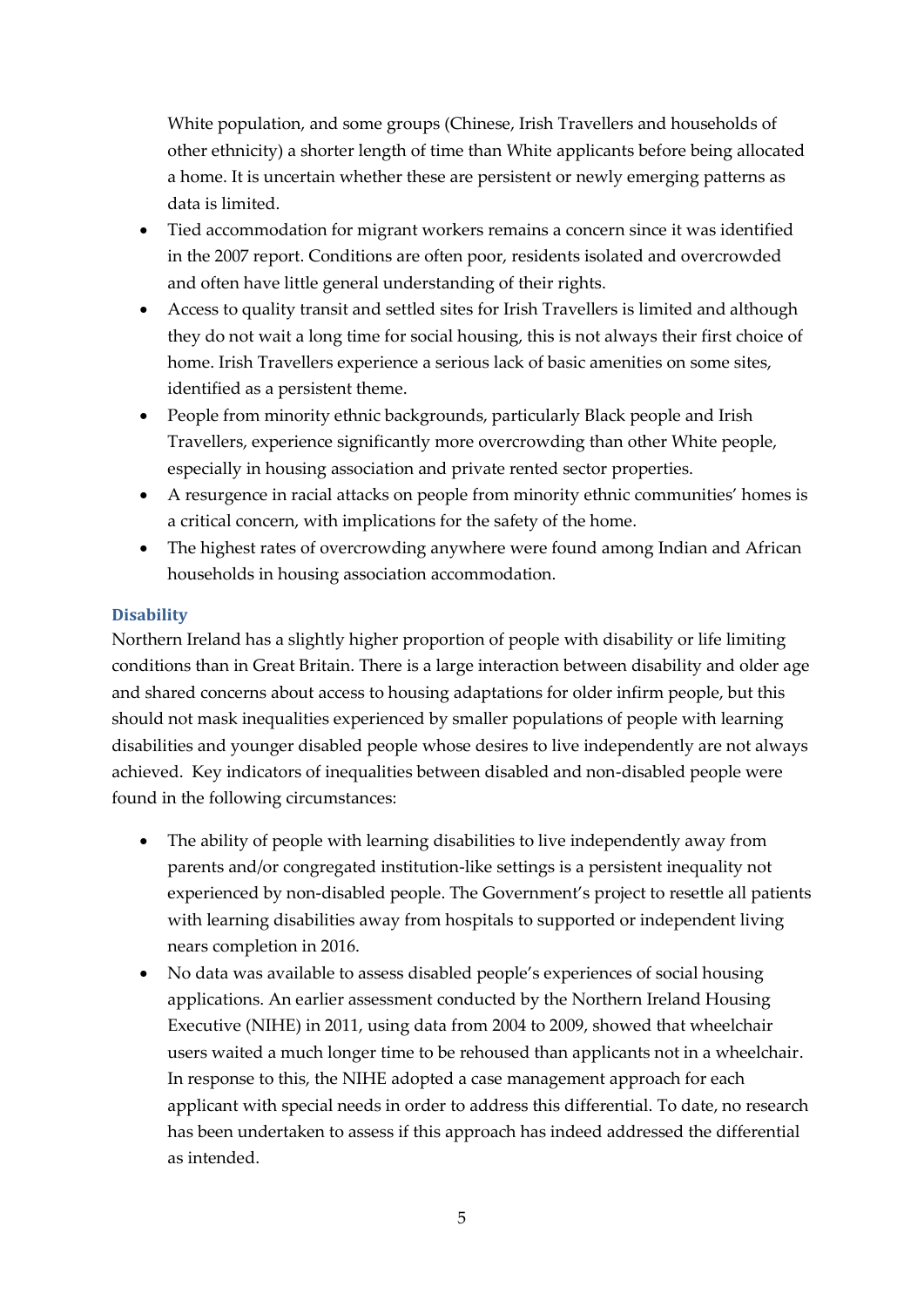White population, and some groups (Chinese, Irish Travellers and households of other ethnicity) a shorter length of time than White applicants before being allocated a home. It is uncertain whether these are persistent or newly emerging patterns as data is limited.

- Tied accommodation for migrant workers remains a concern since it was identified in the 2007 report. Conditions are often poor, residents isolated and overcrowded and often have little general understanding of their rights.
- Access to quality transit and settled sites for Irish Travellers is limited and although they do not wait a long time for social housing, this is not always their first choice of home. Irish Travellers experience a serious lack of basic amenities on some sites, identified as a persistent theme.
- People from minority ethnic backgrounds, particularly Black people and Irish Travellers, experience significantly more overcrowding than other White people, especially in housing association and private rented sector properties.
- A resurgence in racial attacks on people from minority ethnic communities' homes is a critical concern, with implications for the safety of the home.
- The highest rates of overcrowding anywhere were found among Indian and African households in housing association accommodation.

### Disability

Northern Ireland has a slightly higher proportion of people with disability or life limiting conditions than in Great Britain. There is a large interaction between disability and older age and shared concerns about access to housing adaptations for older infirm people, but this should not mask inequalities experienced by smaller populations of people with learning disabilities and younger disabled people whose desires to live independently are not always achieved. Key indicators of inequalities between disabled and non-disabled people were found in the following circumstances:

- The ability of people with learning disabilities to live independently away from parents and/or congregated institution-like settings is a persistent inequality not experienced by non-disabled people. The Government's project to resettle all patients with learning disabilities away from hospitals to supported or independent living nears completion in 2016.
- No data was available to assess disabled people's experiences of social housing applications. An earlier assessment conducted by the Northern Ireland Housing Executive (NIHE) in 2011, using data from 2004 to 2009, showed that wheelchair users waited a much longer time to be rehoused than applicants not in a wheelchair. In response to this, the NIHE adopted a case management approach for each applicant with special needs in order to address this differential. To date, no research has been undertaken to assess if this approach has indeed addressed the differential as intended.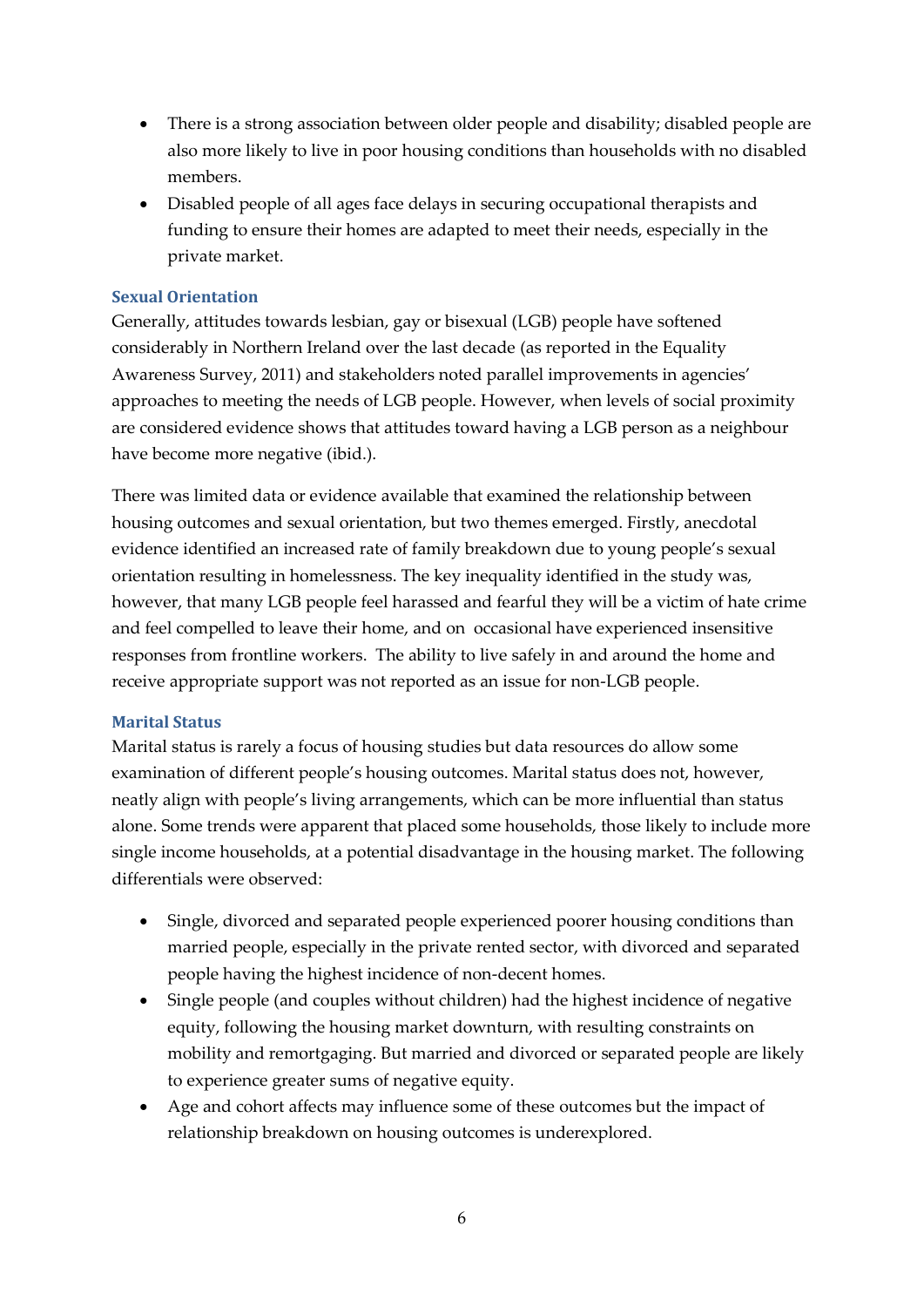- There is a strong association between older people and disability; disabled people are also more likely to live in poor housing conditions than households with no disabled members.
- Disabled people of all ages face delays in securing occupational therapists and funding to ensure their homes are adapted to meet their needs, especially in the private market.

### Sexual Orientation

Generally, attitudes towards lesbian, gay or bisexual (LGB) people have softened considerably in Northern Ireland over the last decade (as reported in the Equality Awareness Survey, 2011) and stakeholders noted parallel improvements in agencies' approaches to meeting the needs of LGB people. However, when levels of social proximity are considered evidence shows that attitudes toward having a LGB person as a neighbour have become more negative (ibid.).

There was limited data or evidence available that examined the relationship between housing outcomes and sexual orientation, but two themes emerged. Firstly, anecdotal evidence identified an increased rate of family breakdown due to young people's sexual orientation resulting in homelessness. The key inequality identified in the study was, however, that many LGB people feel harassed and fearful they will be a victim of hate crime and feel compelled to leave their home, and on occasional have experienced insensitive responses from frontline workers. The ability to live safely in and around the home and receive appropriate support was not reported as an issue for non-LGB people.

### Marital Status

Marital status is rarely a focus of housing studies but data resources do allow some examination of different people's housing outcomes. Marital status does not, however, neatly align with people's living arrangements, which can be more influential than status alone. Some trends were apparent that placed some households, those likely to include more single income households, at a potential disadvantage in the housing market. The following differentials were observed:

- Single, divorced and separated people experienced poorer housing conditions than married people, especially in the private rented sector, with divorced and separated people having the highest incidence of non-decent homes.
- Single people (and couples without children) had the highest incidence of negative equity, following the housing market downturn, with resulting constraints on mobility and remortgaging. But married and divorced or separated people are likely to experience greater sums of negative equity.
- Age and cohort affects may influence some of these outcomes but the impact of relationship breakdown on housing outcomes is underexplored.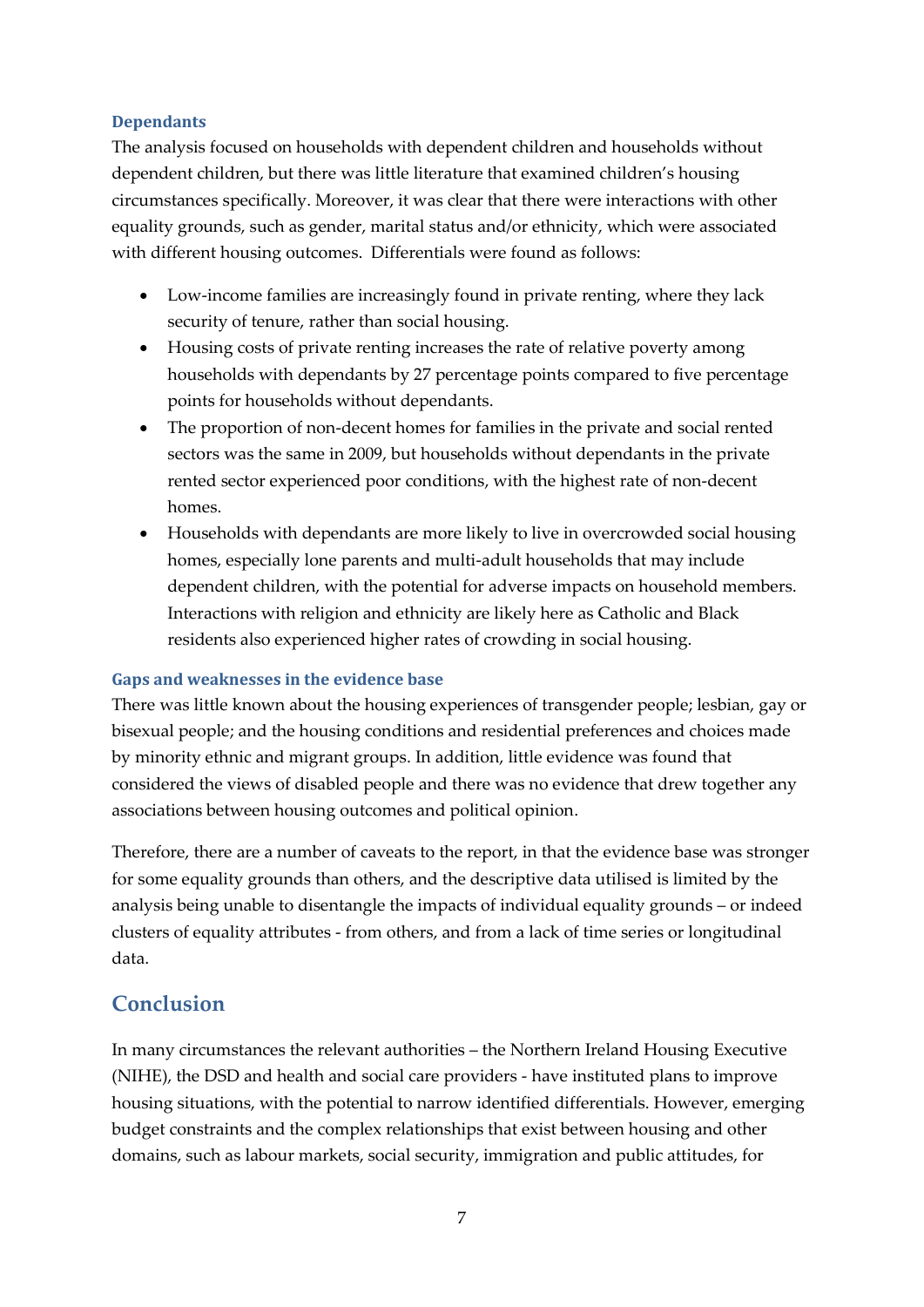### Dependants

The analysis focused on households with dependent children and households without dependent children, but there was little literature that examined children's housing circumstances specifically. Moreover, it was clear that there were interactions with other equality grounds, such as gender, marital status and/or ethnicity, which were associated with different housing outcomes. Differentials were found as follows:

- Low-income families are increasingly found in private renting, where they lack security of tenure, rather than social housing.
- Housing costs of private renting increases the rate of relative poverty among households with dependants by 27 percentage points compared to five percentage points for households without dependants.
- The proportion of non-decent homes for families in the private and social rented sectors was the same in 2009, but households without dependants in the private rented sector experienced poor conditions, with the highest rate of non-decent homes.
- Households with dependants are more likely to live in overcrowded social housing homes, especially lone parents and multi-adult households that may include dependent children, with the potential for adverse impacts on household members. Interactions with religion and ethnicity are likely here as Catholic and Black residents also experienced higher rates of crowding in social housing.

### Gaps and weaknesses in the evidence base

There was little known about the housing experiences of transgender people; lesbian, gay or bisexual people; and the housing conditions and residential preferences and choices made by minority ethnic and migrant groups. In addition, little evidence was found that considered the views of disabled people and there was no evidence that drew together any associations between housing outcomes and political opinion.

Therefore, there are a number of caveats to the report, in that the evidence base was stronger for some equality grounds than others, and the descriptive data utilised is limited by the analysis being unable to disentangle the impacts of individual equality grounds – or indeed clusters of equality attributes - from others, and from a lack of time series or longitudinal data.

## Conclusion

In many circumstances the relevant authorities – the Northern Ireland Housing Executive (NIHE), the DSD and health and social care providers - have instituted plans to improve housing situations, with the potential to narrow identified differentials. However, emerging budget constraints and the complex relationships that exist between housing and other domains, such as labour markets, social security, immigration and public attitudes, for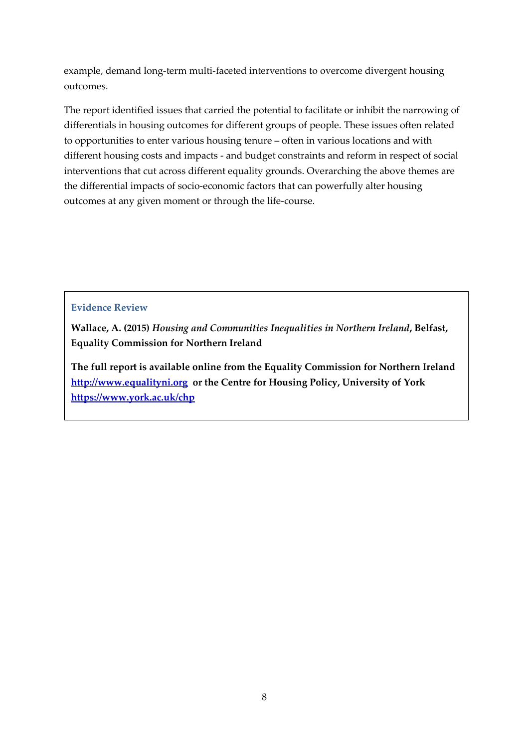example, demand long-term multi-faceted interventions to overcome divergent housing outcomes.

The report identified issues that carried the potential to facilitate or inhibit the narrowing of differentials in housing outcomes for different groups of people. These issues often related to opportunities to enter various housing tenure – often in various locations and with different housing costs and impacts - and budget constraints and reform in respect of social interventions that cut across different equality grounds. Overarching the above themes are the differential impacts of socio-economic factors that can powerfully alter housing outcomes at any given moment or through the life-course.

### Evidence Review

**Wallace, A. (2015)** ***Housing and Communities Inequalities in Northern Ireland*****, Belfast, Equality Commission for Northern Ireland**

**The full report is available online from the Equality Commission for Northern Ireland [http://www.equalityni.org](http://www.equalityni.org) or the Centre for Housing Policy, University of York [https://www.york.ac.uk/chp](https://www.york.ac.uk/chp)**